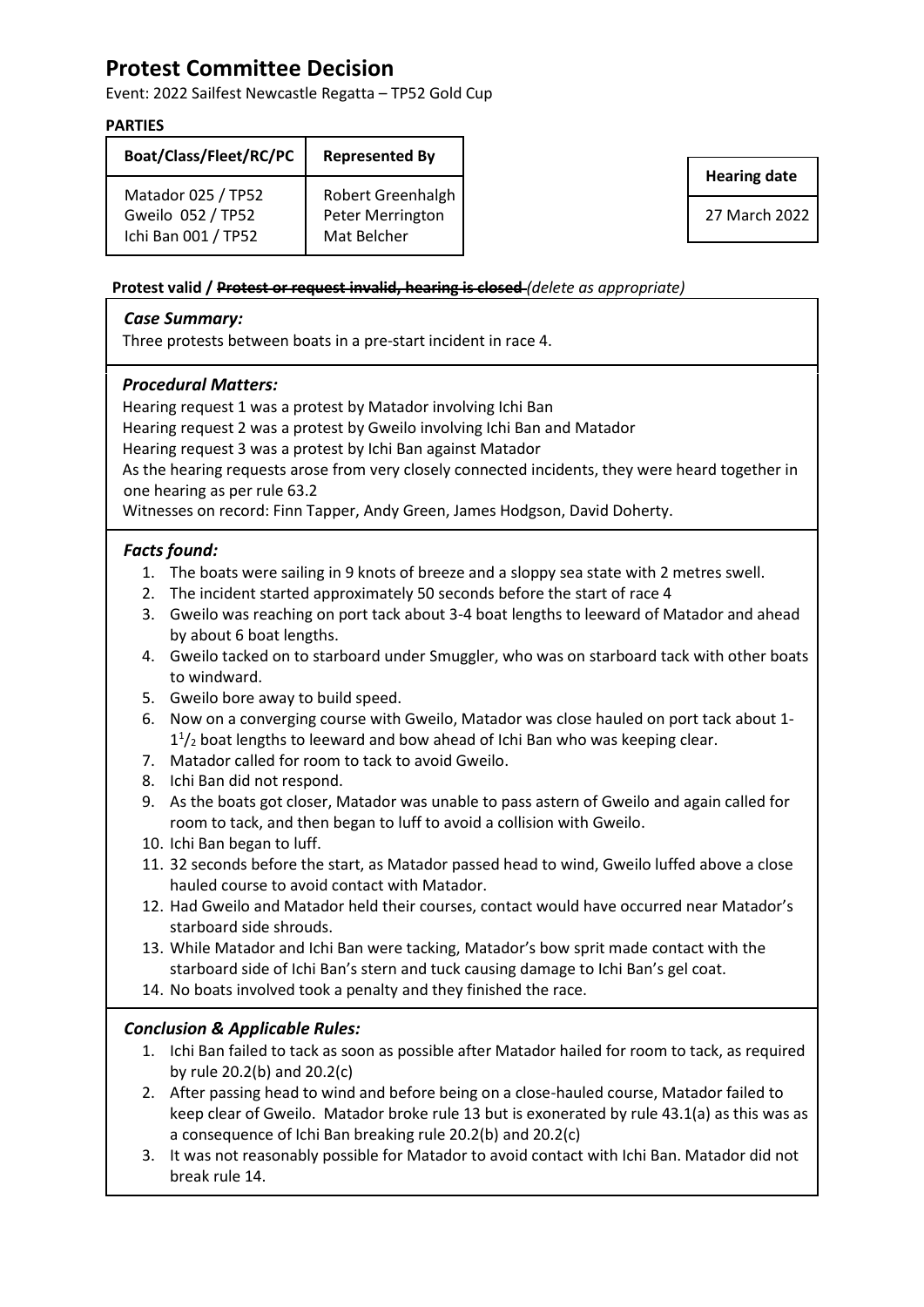# Protest Committee Decision

Event: 2022 Sailfest Newcastle Regatta – TP52 Gold Cup

**PARTIES**

| Boat/Class/Fleet/RC/PC | Represented By |
| --- | --- |
| Matador 025 / TP52<br>Gweilo 052 / TP52<br>Ichi Ban 001 / TP52 | Robert Greenhalgh<br>Peter Merrington<br>Mat Belcher |

| Hearing date |
| --- |
| 27 March 2022 |

**Protest valid / ~~Protest or request invalid, hearing is closed~~** *(delete as appropriate)*

### *Case Summary:*

Three protests between boats in a pre-start incident in race 4.

### *Procedural Matters:*

Hearing request 1 was a protest by Matador involving Ichi Ban
Hearing request 2 was a protest by Gweilo involving Ichi Ban and Matador
Hearing request 3 was a protest by Ichi Ban against Matador
As the hearing requests arose from very closely connected incidents, they were heard together in one hearing as per rule 63.2
Witnesses on record: Finn Tapper, Andy Green, James Hodgson, David Doherty.

### *Facts found:*

1. The boats were sailing in 9 knots of breeze and a sloppy sea state with 2 metres swell.
2. The incident started approximately 50 seconds before the start of race 4
3. Gweilo was reaching on port tack about 3-4 boat lengths to leeward of Matador and ahead by about 6 boat lengths.
4. Gweilo tacked on to starboard under Smuggler, who was on starboard tack with other boats to windward.
5. Gweilo bore away to build speed.
6. Now on a converging course with Gweilo, Matador was close hauled on port tack about 1-$1^1/_2$ boat lengths to leeward and bow ahead of Ichi Ban who was keeping clear.
7. Matador called for room to tack to avoid Gweilo.
8. Ichi Ban did not respond.
9. As the boats got closer, Matador was unable to pass astern of Gweilo and again called for room to tack, and then began to luff to avoid a collision with Gweilo.
10. Ichi Ban began to luff.
11. 32 seconds before the start, as Matador passed head to wind, Gweilo luffed above a close hauled course to avoid contact with Matador.
12. Had Gweilo and Matador held their courses, contact would have occurred near Matador's starboard side shrouds.
13. While Matador and Ichi Ban were tacking, Matador's bow sprit made contact with the starboard side of Ichi Ban's stern and tuck causing damage to Ichi Ban's gel coat.
14. No boats involved took a penalty and they finished the race.

### *Conclusion & Applicable Rules:*

1. Ichi Ban failed to tack as soon as possible after Matador hailed for room to tack, as required by rule 20.2(b) and 20.2(c)
2. After passing head to wind and before being on a close-hauled course, Matador failed to keep clear of Gweilo. Matador broke rule 13 but is exonerated by rule 43.1(a) as this was as a consequence of Ichi Ban breaking rule 20.2(b) and 20.2(c)
3. It was not reasonably possible for Matador to avoid contact with Ichi Ban. Matador did not break rule 14.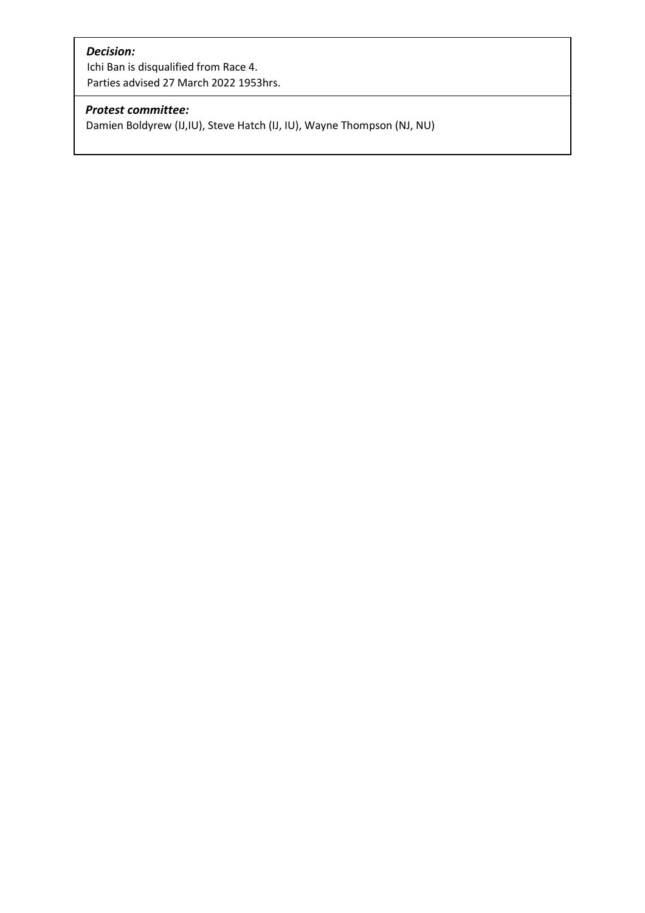***Decision:***

Ichi Ban is disqualified from Race 4.
Parties advised 27 March 2022 1953hrs.

***Protest committee:***

Damien Boldyrew (IJ,IU), Steve Hatch (IJ, IU), Wayne Thompson (NJ, NU)